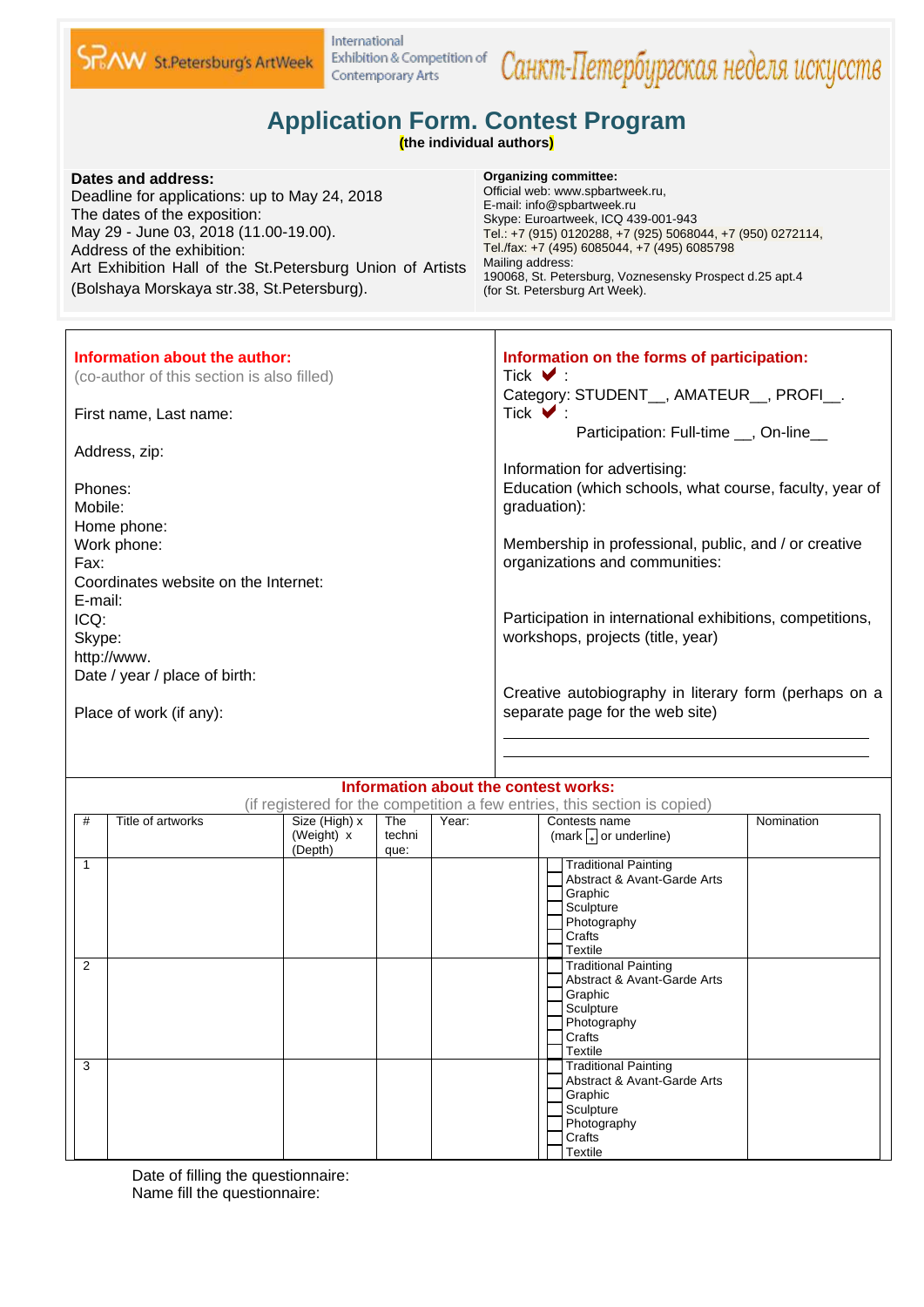SPbAW St.Petersburg's ArtWeek — International Exhibition & Competition of Contemporary Arts — Санкт-Петербургская неделя искусств

# Application Form. Contest Program

**(the individual authors)**

**Dates and address:**
Deadline for applications: up to May 24, 2018
The dates of the exposition:
May 29 - June 03, 2018 (11.00-19.00).
Address of the exhibition:
Art Exhibition Hall of the St.Petersburg Union of Artists (Bolshaya Morskaya str.38, St.Petersburg).

**Organizing committee:**
Official web: www.spbartweek.ru,
E-mail: info@spbartweek.ru
Skype: Euroartweek, ICQ 439-001-943
Tel.: +7 (915) 0120288, +7 (925) 5068044, +7 (950) 0272114,
Tel./fax: +7 (495) 6085044, +7 (495) 6085798
Mailing address:
190068, St. Petersburg, Voznesensky Prospect d.25 apt.4
(for St. Petersburg Art Week).

## Information about the author:

(co-author of this section is also filled)

First name, Last name:

Address, zip:

Phones:
Mobile:
Home phone:
Work phone:
Fax:
Coordinates website on the Internet:
E-mail:
ICQ:
Skype:
http://www.
Date / year / place of birth:

Place of work (if any):

## Information on the forms of participation:

Tick ✔ :
Category: STUDENT__, AMATEUR__, PROFI__.
Tick ✔ :
Participation: Full-time __, On-line__

Information for advertising:
Education (which schools, what course, faculty, year of graduation):

Membership in professional, public, and / or creative organizations and communities:

Participation in international exhibitions, competitions, workshops, projects (title, year)

Creative autobiography in literary form (perhaps on a separate page for the web site)

______________________________

______________________________

## Information about the contest works:

(if registered for the competition a few entries, this section is copied)

| # | Title of artworks | Size (High) x (Weight) x (Depth) | The technique: | Year: | Contests name (mark ☐ or underline) | Nomination |
|---|---|---|---|---|---|---|
| 1 | | | | | ☐ Traditional Painting<br>☐ Abstract & Avant-Garde Arts<br>☐ Graphic<br>☐ Sculpture<br>☐ Photography<br>☐ Crafts<br>☐ Textile | |
| 2 | | | | | ☐ Traditional Painting<br>☐ Abstract & Avant-Garde Arts<br>☐ Graphic<br>☐ Sculpture<br>☐ Photography<br>☐ Crafts<br>☐ Textile | |
| 3 | | | | | ☐ Traditional Painting<br>☐ Abstract & Avant-Garde Arts<br>☐ Graphic<br>☐ Sculpture<br>☐ Photography<br>☐ Crafts<br>☐ Textile | |

Date of filling the questionnaire:
Name fill the questionnaire: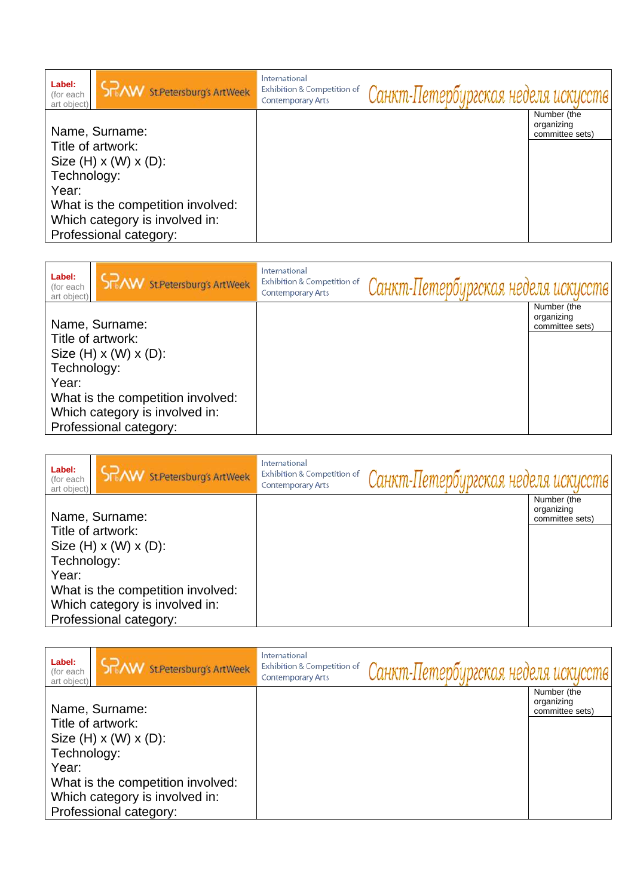| Label: (for each art object) | SPAW St.Petersburg's ArtWeek | International Exhibition & Competition of Contemporary Arts | Санкт-Петербургская неделя искусств |
|---|---|---|---|
| Name, Surname:<br>Title of artwork:<br>Size (H) x (W) x (D):<br>Technology:<br>Year:<br>What is the competition involved:<br>Which category is involved in:<br>Professional category: | | | Number (the organizing committee sets) |

| Label: (for each art object) | SPAW St.Petersburg's ArtWeek | International Exhibition & Competition of Contemporary Arts | Санкт-Петербургская неделя искусств |
|---|---|---|---|
| Name, Surname:<br>Title of artwork:<br>Size (H) x (W) x (D):<br>Technology:<br>Year:<br>What is the competition involved:<br>Which category is involved in:<br>Professional category: | | | Number (the organizing committee sets) |

| Label: (for each art object) | SPAW St.Petersburg's ArtWeek | International Exhibition & Competition of Contemporary Arts | Санкт-Петербургская неделя искусств |
|---|---|---|---|
| Name, Surname:<br>Title of artwork:<br>Size (H) x (W) x (D):<br>Technology:<br>Year:<br>What is the competition involved:<br>Which category is involved in:<br>Professional category: | | | Number (the organizing committee sets) |

| Label: (for each art object) | SPAW St.Petersburg's ArtWeek | International Exhibition & Competition of Contemporary Arts | Санкт-Петербургская неделя искусств |
|---|---|---|---|
| Name, Surname:<br>Title of artwork:<br>Size (H) x (W) x (D):<br>Technology:<br>Year:<br>What is the competition involved:<br>Which category is involved in:<br>Professional category: | | | Number (the organizing committee sets) |